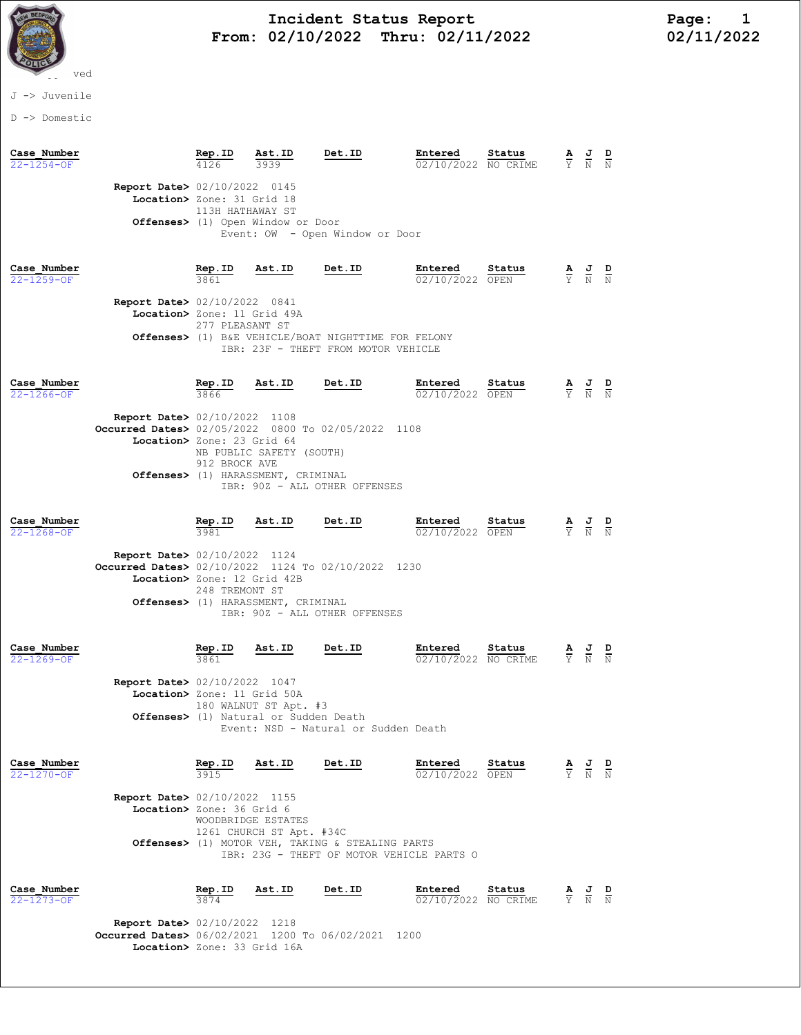# Incident Status Report

**From: 02/10/2022 Thru: 02/11/2022**

02/11/2022

ved

J -> Juvenile

D -> Domestic

| Case_Number | Rep.ID | Ast.ID | Det.ID | Entered | Status | A | J | D |
|---|---|---|---|---|---|---|---|---|
| 22-1254-OF | 4126 | 3939 | | 02/10/2022 | NO CRIME | Y | N | N |

**Report Date>** 02/10/2022 0145
**Location>** Zone: 31 Grid 18
113H HATHAWAY ST
**Offenses>** (1) Open Window or Door
Event: OW - Open Window or Door

| Case_Number | Rep.ID | Ast.ID | Det.ID | Entered | Status | A | J | D |
|---|---|---|---|---|---|---|---|---|
| 22-1259-OF | 3861 | | | 02/10/2022 | OPEN | Y | N | N |

**Report Date>** 02/10/2022 0841
**Location>** Zone: 11 Grid 49A
277 PLEASANT ST
**Offenses>** (1) B&E VEHICLE/BOAT NIGHTTIME FOR FELONY
IBR: 23F - THEFT FROM MOTOR VEHICLE

| Case_Number | Rep.ID | Ast.ID | Det.ID | Entered | Status | A | J | D |
|---|---|---|---|---|---|---|---|---|
| 22-1266-OF | 3866 | | | 02/10/2022 | OPEN | Y | N | N |

**Report Date>** 02/10/2022 1108
**Occurred Dates>** 02/05/2022 0800 To 02/05/2022 1108
**Location>** Zone: 23 Grid 64
NB PUBLIC SAFETY (SOUTH)
912 BROCK AVE
**Offenses>** (1) HARASSMENT, CRIMINAL
IBR: 90Z - ALL OTHER OFFENSES

| Case_Number | Rep.ID | Ast.ID | Det.ID | Entered | Status | A | J | D |
|---|---|---|---|---|---|---|---|---|
| 22-1268-OF | 3981 | | | 02/10/2022 | OPEN | Y | N | N |

**Report Date>** 02/10/2022 1124
**Occurred Dates>** 02/10/2022 1124 To 02/10/2022 1230
**Location>** Zone: 12 Grid 42B
248 TREMONT ST
**Offenses>** (1) HARASSMENT, CRIMINAL
IBR: 90Z - ALL OTHER OFFENSES

| Case_Number | Rep.ID | Ast.ID | Det.ID | Entered | Status | A | J | D |
|---|---|---|---|---|---|---|---|---|
| 22-1269-OF | 3861 | | | 02/10/2022 | NO CRIME | Y | N | N |

**Report Date>** 02/10/2022 1047
**Location>** Zone: 11 Grid 50A
180 WALNUT ST Apt. #3
**Offenses>** (1) Natural or Sudden Death
Event: NSD - Natural or Sudden Death

| Case_Number | Rep.ID | Ast.ID | Det.ID | Entered | Status | A | J | D |
|---|---|---|---|---|---|---|---|---|
| 22-1270-OF | 3915 | | | 02/10/2022 | OPEN | Y | N | N |

**Report Date>** 02/10/2022 1155
**Location>** Zone: 36 Grid 6
WOODBRIDGE ESTATES
1261 CHURCH ST Apt. #34C
**Offenses>** (1) MOTOR VEH, TAKING & STEALING PARTS
IBR: 23G - THEFT OF MOTOR VEHICLE PARTS O

| Case_Number | Rep.ID | Ast.ID | Det.ID | Entered | Status | A | J | D |
|---|---|---|---|---|---|---|---|---|
| 22-1273-OF | 3874 | | | 02/10/2022 | NO CRIME | Y | N | N |

**Report Date>** 02/10/2022 1218
**Occurred Dates>** 06/02/2021 1200 To 06/02/2021 1200
**Location>** Zone: 33 Grid 16A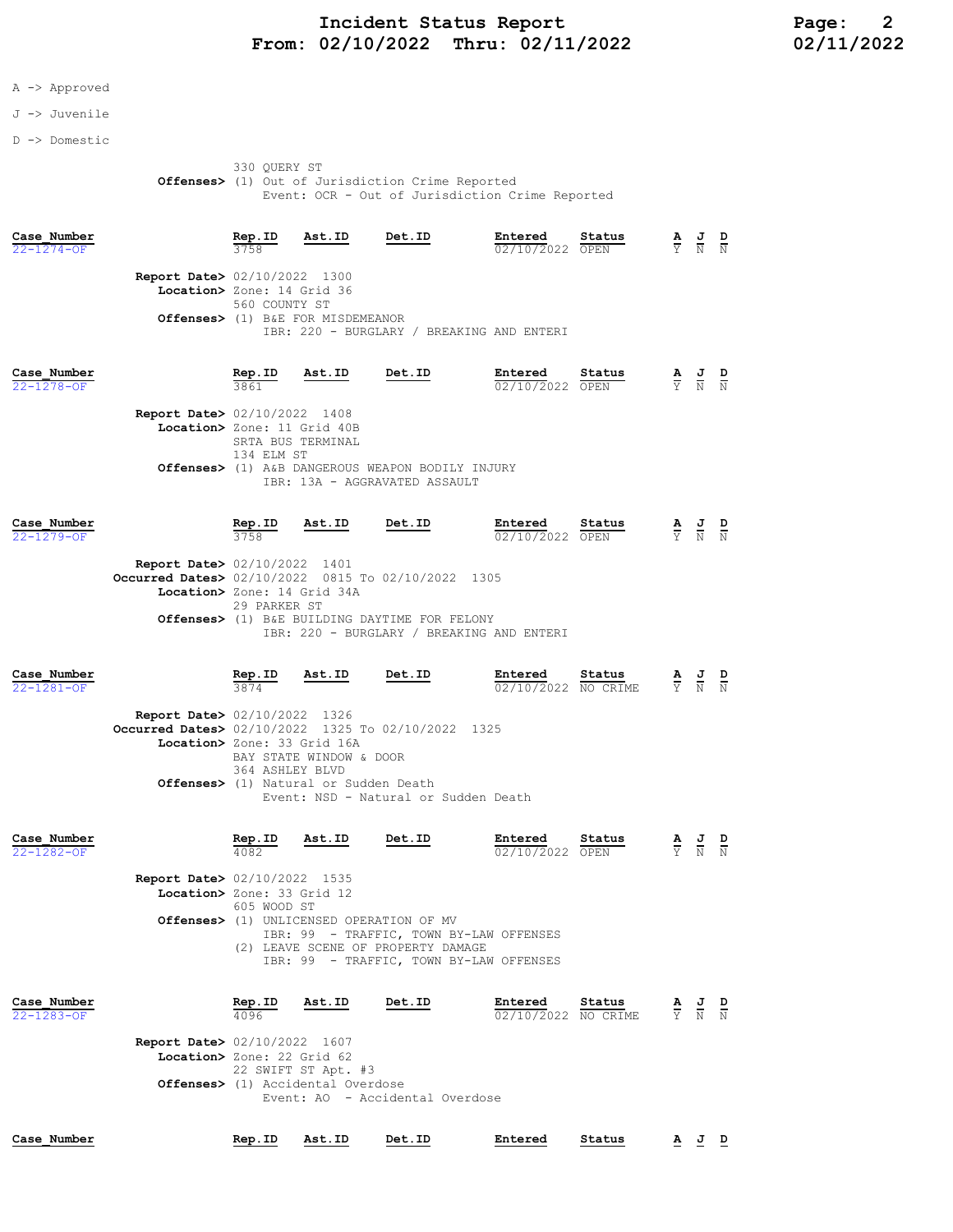A -> Approved

J -> Juvenile

D -> Domestic

330 QUERY ST
**Offenses>** (1) Out of Jurisdiction Crime Reported
Event: OCR - Out of Jurisdiction Crime Reported

| Case_Number | Rep.ID | Ast.ID | Det.ID | Entered | Status | A | J | D |
|---|---|---|---|---|---|---|---|---|
| 22-1274-OF | 3758 | | | 02/10/2022 | OPEN | Y | N | N |

**Report Date>** 02/10/2022 1300
**Location>** Zone: 14 Grid 36
560 COUNTY ST
**Offenses>** (1) B&E FOR MISDEMEANOR
IBR: 220 - BURGLARY / BREAKING AND ENTERI

| Case_Number | Rep.ID | Ast.ID | Det.ID | Entered | Status | A | J | D |
|---|---|---|---|---|---|---|---|---|
| 22-1278-OF | 3861 | | | 02/10/2022 | OPEN | Y | N | N |

**Report Date>** 02/10/2022 1408
**Location>** Zone: 11 Grid 40B
SRTA BUS TERMINAL
134 ELM ST
**Offenses>** (1) A&B DANGEROUS WEAPON BODILY INJURY
IBR: 13A - AGGRAVATED ASSAULT

| Case_Number | Rep.ID | Ast.ID | Det.ID | Entered | Status | A | J | D |
|---|---|---|---|---|---|---|---|---|
| 22-1279-OF | 3758 | | | 02/10/2022 | OPEN | Y | N | N |

**Report Date>** 02/10/2022 1401
**Occurred Dates>** 02/10/2022 0815 To 02/10/2022 1305
**Location>** Zone: 14 Grid 34A
29 PARKER ST
**Offenses>** (1) B&E BUILDING DAYTIME FOR FELONY
IBR: 220 - BURGLARY / BREAKING AND ENTERI

| Case_Number | Rep.ID | Ast.ID | Det.ID | Entered | Status | A | J | D |
|---|---|---|---|---|---|---|---|---|
| 22-1281-OF | 3874 | | | 02/10/2022 | NO CRIME | Y | N | N |

**Report Date>** 02/10/2022 1326
**Occurred Dates>** 02/10/2022 1325 To 02/10/2022 1325
**Location>** Zone: 33 Grid 16A
BAY STATE WINDOW & DOOR
364 ASHLEY BLVD
**Offenses>** (1) Natural or Sudden Death
Event: NSD - Natural or Sudden Death

| Case_Number | Rep.ID | Ast.ID | Det.ID | Entered | Status | A | J | D |
|---|---|---|---|---|---|---|---|---|
| 22-1282-OF | 4082 | | | 02/10/2022 | OPEN | Y | N | N |

**Report Date>** 02/10/2022 1535
**Location>** Zone: 33 Grid 12
605 WOOD ST
**Offenses>** (1) UNLICENSED OPERATION OF MV
IBR: 99 - TRAFFIC, TOWN BY-LAW OFFENSES
(2) LEAVE SCENE OF PROPERTY DAMAGE
IBR: 99 - TRAFFIC, TOWN BY-LAW OFFENSES

| Case_Number | Rep.ID | Ast.ID | Det.ID | Entered | Status | A | J | D |
|---|---|---|---|---|---|---|---|---|
| 22-1283-OF | 4096 | | | 02/10/2022 | NO CRIME | Y | N | N |

**Report Date>** 02/10/2022 1607
**Location>** Zone: 22 Grid 62
22 SWIFT ST Apt. #3
**Offenses>** (1) Accidental Overdose
Event: AO - Accidental Overdose

| Case_Number | Rep.ID | Ast.ID | Det.ID | Entered | Status | A | J | D |
|---|---|---|---|---|---|---|---|---|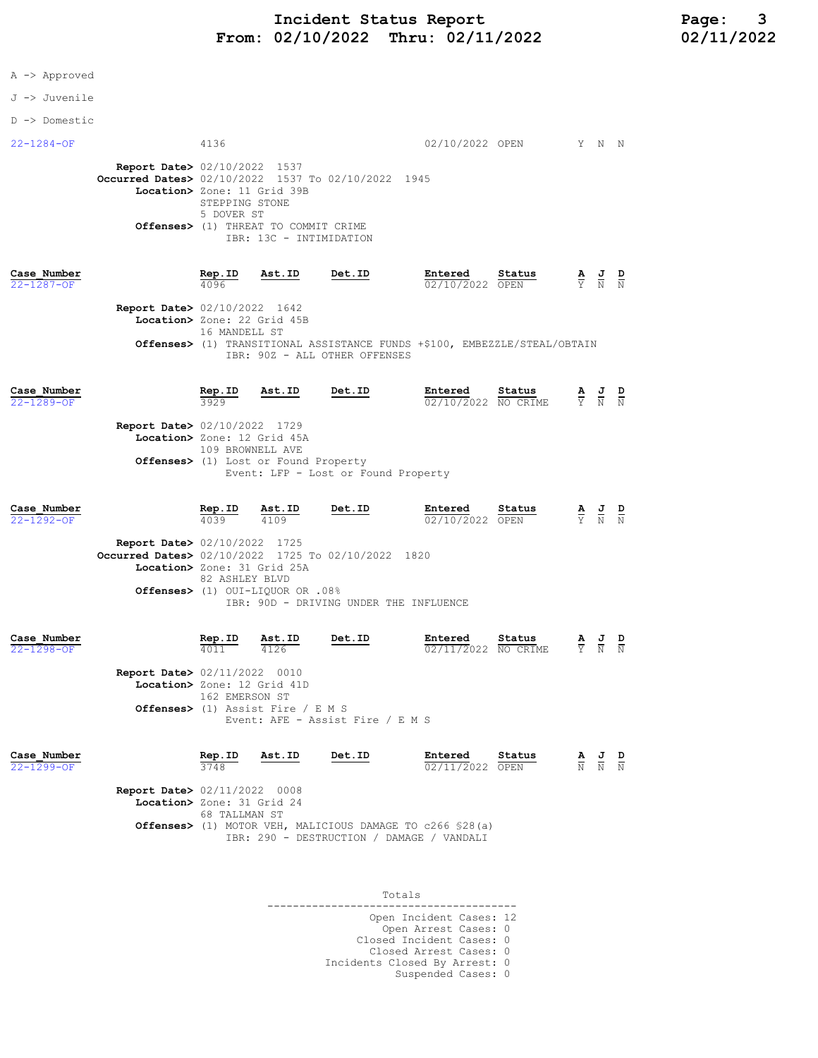# Incident Status Report
## From: 02/10/2022 Thru: 02/11/2022

A -> Approved

J -> Juvenile

D -> Domestic

| Case_Number | Rep.ID | Ast.ID | Det.ID | Entered | Status | A | J | D |
|---|---|---|---|---|---|---|---|---|
| 22-1284-OF | 4136 | | | 02/10/2022 | OPEN | Y | N | N |

**Report Date>** 02/10/2022 1537
**Occurred Dates>** 02/10/2022 1537 To 02/10/2022 1945
**Location>** Zone: 11 Grid 39B
STEPPING STONE
5 DOVER ST
**Offenses>** (1) THREAT TO COMMIT CRIME
IBR: 13C - INTIMIDATION

| Case_Number | Rep.ID | Ast.ID | Det.ID | Entered | Status | A | J | D |
|---|---|---|---|---|---|---|---|---|
| 22-1287-OF | 4096 | | | 02/10/2022 | OPEN | Y | N | N |

**Report Date>** 02/10/2022 1642
**Location>** Zone: 22 Grid 45B
16 MANDELL ST
**Offenses>** (1) TRANSITIONAL ASSISTANCE FUNDS +$100, EMBEZZLE/STEAL/OBTAIN
IBR: 90Z - ALL OTHER OFFENSES

| Case_Number | Rep.ID | Ast.ID | Det.ID | Entered | Status | A | J | D |
|---|---|---|---|---|---|---|---|---|
| 22-1289-OF | 3929 | | | 02/10/2022 | NO CRIME | Y | N | N |

**Report Date>** 02/10/2022 1729
**Location>** Zone: 12 Grid 45A
109 BROWNELL AVE
**Offenses>** (1) Lost or Found Property
Event: LFP - Lost or Found Property

| Case_Number | Rep.ID | Ast.ID | Det.ID | Entered | Status | A | J | D |
|---|---|---|---|---|---|---|---|---|
| 22-1292-OF | 4039 | 4109 | | 02/10/2022 | OPEN | Y | N | N |

**Report Date>** 02/10/2022 1725
**Occurred Dates>** 02/10/2022 1725 To 02/10/2022 1820
**Location>** Zone: 31 Grid 25A
82 ASHLEY BLVD
**Offenses>** (1) OUI-LIQUOR OR .08%
IBR: 90D - DRIVING UNDER THE INFLUENCE

| Case_Number | Rep.ID | Ast.ID | Det.ID | Entered | Status | A | J | D |
|---|---|---|---|---|---|---|---|---|
| 22-1298-OF | 4011 | 4126 | | 02/11/2022 | NO CRIME | Y | N | N |

**Report Date>** 02/11/2022 0010
**Location>** Zone: 12 Grid 41D
162 EMERSON ST
**Offenses>** (1) Assist Fire / E M S
Event: AFE - Assist Fire / E M S

| Case_Number | Rep.ID | Ast.ID | Det.ID | Entered | Status | A | J | D |
|---|---|---|---|---|---|---|---|---|
| 22-1299-OF | 3748 | | | 02/11/2022 | OPEN | N | N | N |

**Report Date>** 02/11/2022 0008
**Location>** Zone: 31 Grid 24
68 TALLMAN ST
**Offenses>** (1) MOTOR VEH, MALICIOUS DAMAGE TO c266 §28(a)
IBR: 290 - DESTRUCTION / DAMAGE / VANDALI

### Totals

Open Incident Cases: 12
Open Arrest Cases: 0
Closed Incident Cases: 0
Closed Arrest Cases: 0
Incidents Closed By Arrest: 0
Suspended Cases: 0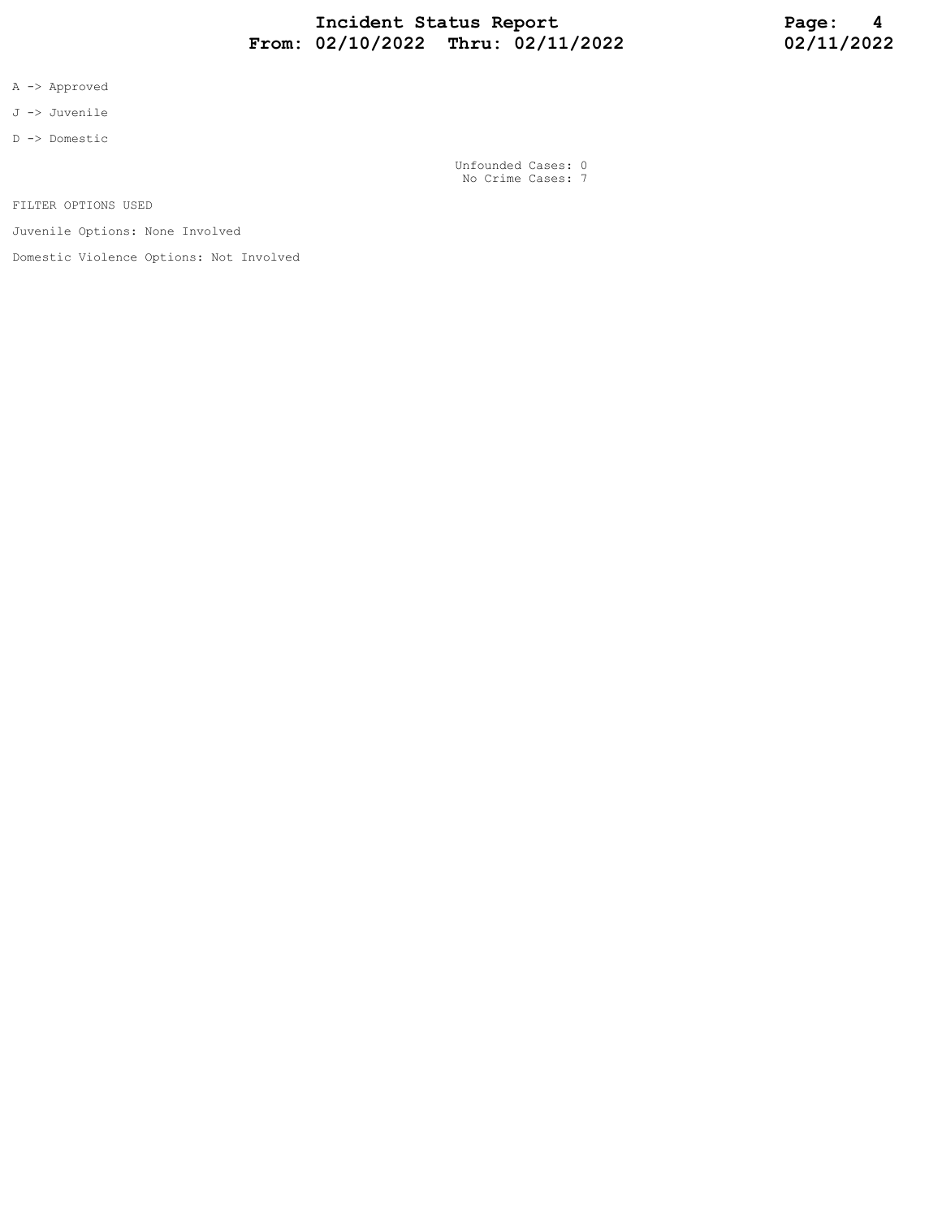A -> Approved

J -> Juvenile

D -> Domestic

Unfounded Cases: 0
No Crime Cases: 7

FILTER OPTIONS USED

Juvenile Options: None Involved

Domestic Violence Options: Not Involved